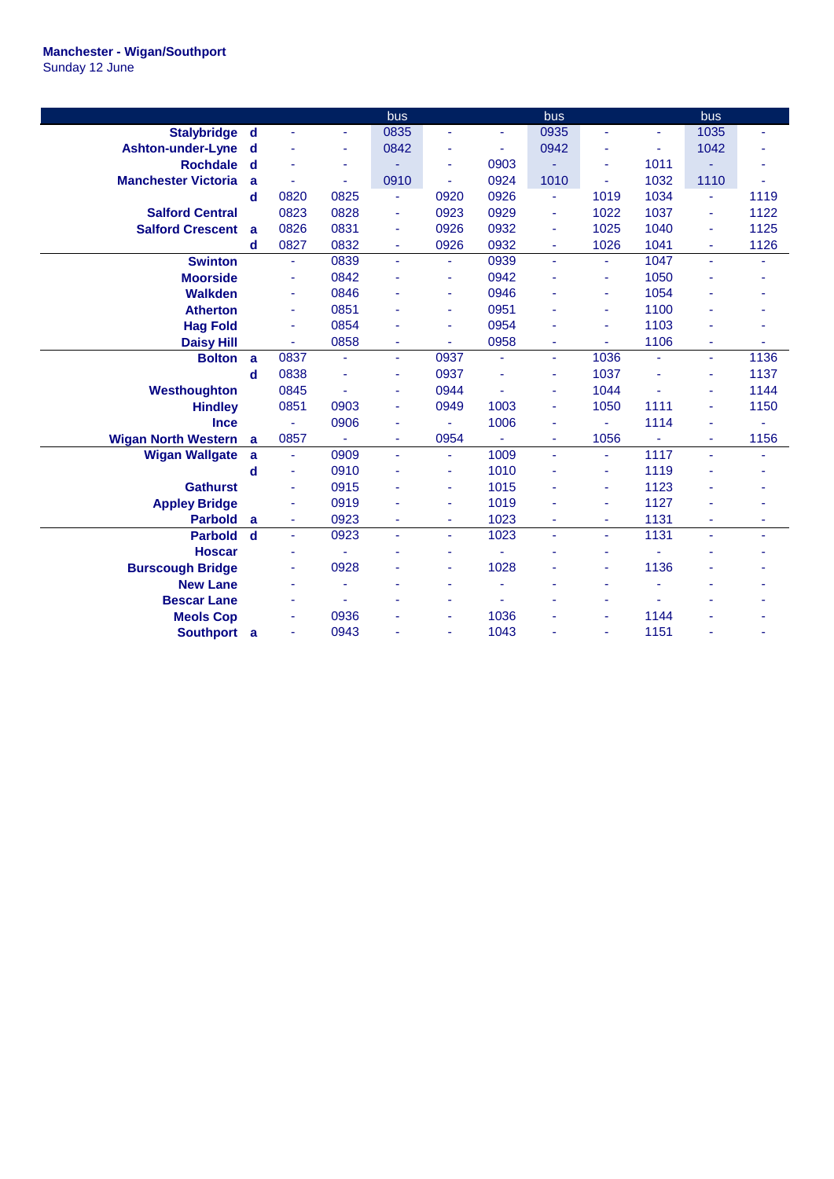**Manchester - Wigan/Southport**
Sunday 12 June

| | | | | bus | | | bus | | | bus | |
|---|---|---|---|---|---|---|---|---|---|---|---|
| Stalybridge | d | - | - | 0835 | - | - | 0935 | - | - | 1035 | - |
| Ashton-under-Lyne | d | - | - | 0842 | - | - | 0942 | - | - | 1042 | - |
| Rochdale | d | - | - | - | - | 0903 | - | - | 1011 | - | - |
| Manchester Victoria | a | - | - | 0910 | - | 0924 | 1010 | - | 1032 | 1110 | - |
| | d | 0820 | 0825 | - | 0920 | 0926 | - | 1019 | 1034 | - | 1119 |
| Salford Central | | 0823 | 0828 | - | 0923 | 0929 | - | 1022 | 1037 | - | 1122 |
| Salford Crescent | a | 0826 | 0831 | - | 0926 | 0932 | - | 1025 | 1040 | - | 1125 |
| | d | 0827 | 0832 | - | 0926 | 0932 | - | 1026 | 1041 | - | 1126 |
| Swinton | | - | 0839 | - | - | 0939 | - | - | 1047 | - | - |
| Moorside | | - | 0842 | - | - | 0942 | - | - | 1050 | - | - |
| Walkden | | - | 0846 | - | - | 0946 | - | - | 1054 | - | - |
| Atherton | | - | 0851 | - | - | 0951 | - | - | 1100 | - | - |
| Hag Fold | | - | 0854 | - | - | 0954 | - | - | 1103 | - | - |
| Daisy Hill | | - | 0858 | - | - | 0958 | - | - | 1106 | - | - |
| Bolton | a | 0837 | - | - | 0937 | - | - | 1036 | - | - | 1136 |
| | d | 0838 | - | - | 0937 | - | - | 1037 | - | - | 1137 |
| Westhoughton | | 0845 | - | - | 0944 | - | - | 1044 | - | - | 1144 |
| Hindley | | 0851 | 0903 | - | 0949 | 1003 | - | 1050 | 1111 | - | 1150 |
| Ince | | - | 0906 | - | - | 1006 | - | - | 1114 | - | - |
| Wigan North Western | a | 0857 | - | - | 0954 | - | - | 1056 | - | - | 1156 |
| Wigan Wallgate | a | - | 0909 | - | - | 1009 | - | - | 1117 | - | - |
| | d | - | 0910 | - | - | 1010 | - | - | 1119 | - | - |
| Gathurst | | - | 0915 | - | - | 1015 | - | - | 1123 | - | - |
| Appley Bridge | | - | 0919 | - | - | 1019 | - | - | 1127 | - | - |
| Parbold | a | - | 0923 | - | - | 1023 | - | - | 1131 | - | - |
| Parbold | d | - | 0923 | - | - | 1023 | - | - | 1131 | - | - |
| Hoscar | | - | - | - | - | - | - | - | - | - | - |
| Burscough Bridge | | - | 0928 | - | - | 1028 | - | - | 1136 | - | - |
| New Lane | | - | - | - | - | - | - | - | - | - | - |
| Bescar Lane | | - | - | - | - | - | - | - | - | - | - |
| Meols Cop | | - | 0936 | - | - | 1036 | - | - | 1144 | - | - |
| Southport | a | - | 0943 | - | - | 1043 | - | - | 1151 | - | - |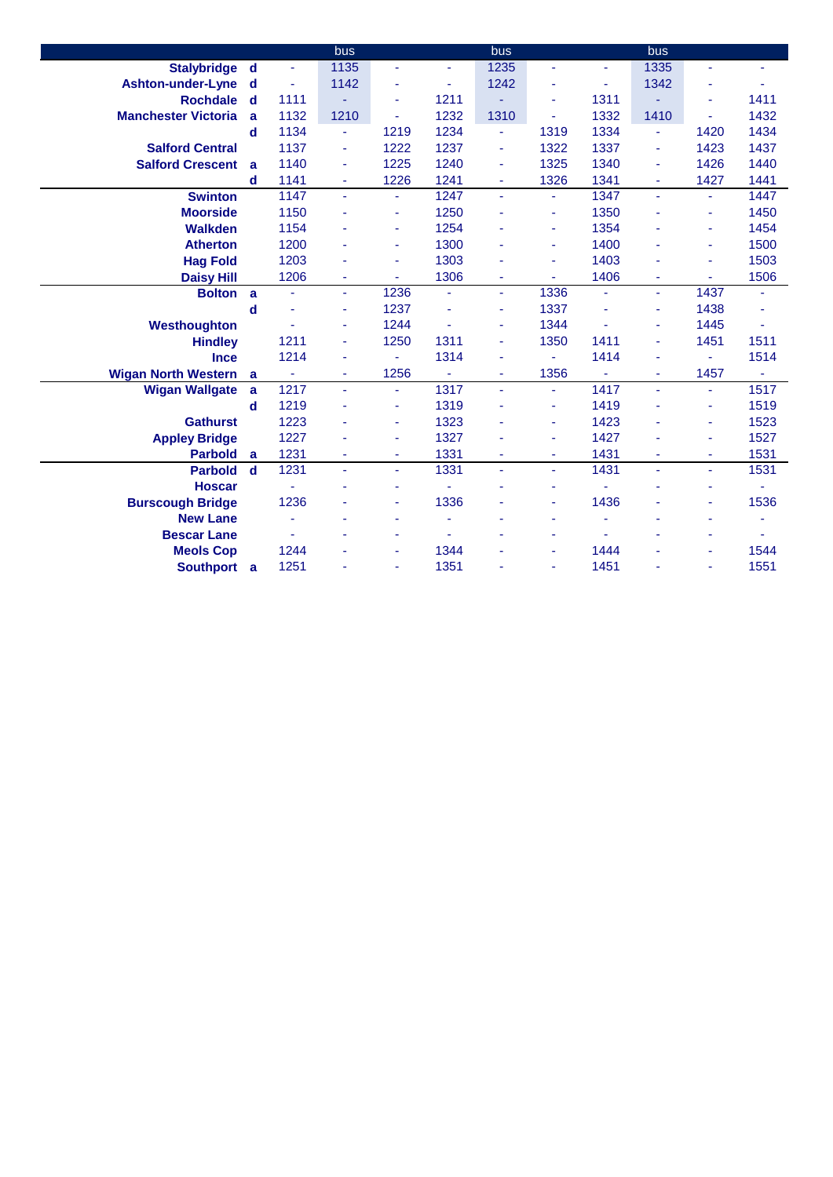| | | | bus | | | bus | | | bus | | |
|---|---|---|---|---|---|---|---|---|---|---|---|
| **Stalybridge** | d | - | 1135 | - | - | 1235 | - | - | 1335 | - | - |
| **Ashton-under-Lyne** | d | - | 1142 | - | - | 1242 | - | - | 1342 | - | - |
| **Rochdale** | d | 1111 | - | - | 1211 | - | - | 1311 | - | - | 1411 |
| **Manchester Victoria** | a | 1132 | 1210 | - | 1232 | 1310 | - | 1332 | 1410 | - | 1432 |
| | d | 1134 | - | 1219 | 1234 | - | 1319 | 1334 | - | 1420 | 1434 |
| **Salford Central** | | 1137 | - | 1222 | 1237 | - | 1322 | 1337 | - | 1423 | 1437 |
| **Salford Crescent** | a | 1140 | - | 1225 | 1240 | - | 1325 | 1340 | - | 1426 | 1440 |
| | d | 1141 | - | 1226 | 1241 | - | 1326 | 1341 | - | 1427 | 1441 |
| **Swinton** | | 1147 | - | - | 1247 | - | - | 1347 | - | - | 1447 |
| **Moorside** | | 1150 | - | - | 1250 | - | - | 1350 | - | - | 1450 |
| **Walkden** | | 1154 | - | - | 1254 | - | - | 1354 | - | - | 1454 |
| **Atherton** | | 1200 | - | - | 1300 | - | - | 1400 | - | - | 1500 |
| **Hag Fold** | | 1203 | - | - | 1303 | - | - | 1403 | - | - | 1503 |
| **Daisy Hill** | | 1206 | - | - | 1306 | - | - | 1406 | - | - | 1506 |
| **Bolton** | a | - | - | 1236 | - | - | 1336 | - | - | 1437 | - |
| | d | - | - | 1237 | - | - | 1337 | - | - | 1438 | - |
| **Westhoughton** | | - | - | 1244 | - | - | 1344 | - | - | 1445 | - |
| **Hindley** | | 1211 | - | 1250 | 1311 | - | 1350 | 1411 | - | 1451 | 1511 |
| **Ince** | | 1214 | - | - | 1314 | - | - | 1414 | - | - | 1514 |
| **Wigan North Western** | a | - | - | 1256 | - | - | 1356 | - | - | 1457 | - |
| **Wigan Wallgate** | a | 1217 | - | - | 1317 | - | - | 1417 | - | - | 1517 |
| | d | 1219 | - | - | 1319 | - | - | 1419 | - | - | 1519 |
| **Gathurst** | | 1223 | - | - | 1323 | - | - | 1423 | - | - | 1523 |
| **Appley Bridge** | | 1227 | - | - | 1327 | - | - | 1427 | - | - | 1527 |
| **Parbold** | a | 1231 | - | - | 1331 | - | - | 1431 | - | - | 1531 |
| **Parbold** | d | 1231 | - | - | 1331 | - | - | 1431 | - | - | 1531 |
| **Hoscar** | | - | - | - | - | - | - | - | - | - | - |
| **Burscough Bridge** | | 1236 | - | - | 1336 | - | - | 1436 | - | - | 1536 |
| **New Lane** | | - | - | - | - | - | - | - | - | - | - |
| **Bescar Lane** | | - | - | - | - | - | - | - | - | - | - |
| **Meols Cop** | | 1244 | - | - | 1344 | - | - | 1444 | - | - | 1544 |
| **Southport** | a | 1251 | - | - | 1351 | - | - | 1451 | - | - | 1551 |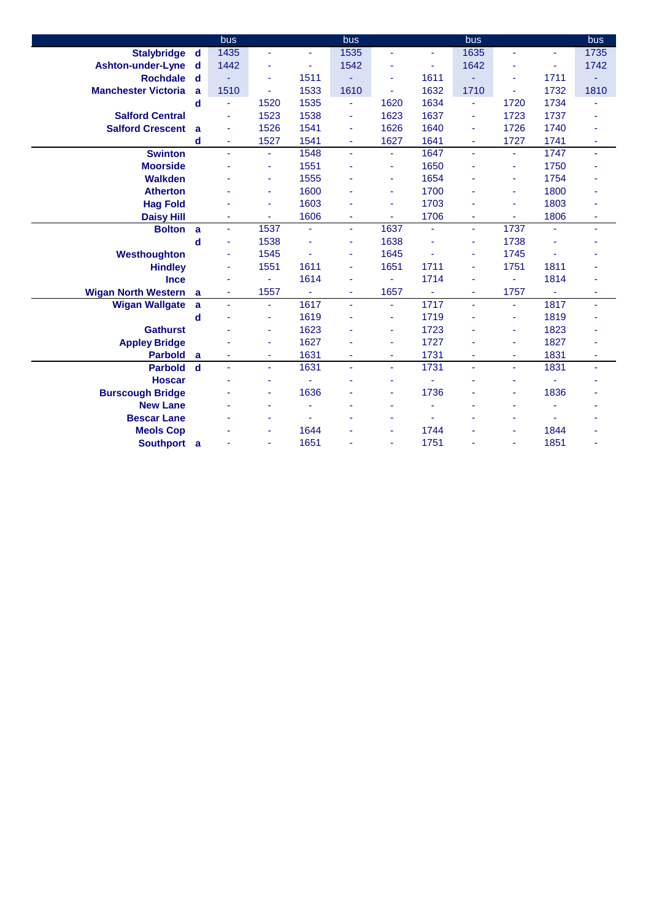| | | bus | | | bus | | | bus | | | bus |
|---|---|---|---|---|---|---|---|---|---|---|---|
| Stalybridge | d | 1435 | - | - | 1535 | - | - | 1635 | - | - | 1735 |
| Ashton-under-Lyne | d | 1442 | - | - | 1542 | - | - | 1642 | - | - | 1742 |
| Rochdale | d | - | - | 1511 | - | - | 1611 | - | - | 1711 | - |
| Manchester Victoria | a | 1510 | - | 1533 | 1610 | - | 1632 | 1710 | - | 1732 | 1810 |
| | d | - | 1520 | 1535 | - | 1620 | 1634 | - | 1720 | 1734 | - |
| Salford Central | | - | 1523 | 1538 | - | 1623 | 1637 | - | 1723 | 1737 | - |
| Salford Crescent | a | - | 1526 | 1541 | - | 1626 | 1640 | - | 1726 | 1740 | - |
| | d | - | 1527 | 1541 | - | 1627 | 1641 | - | 1727 | 1741 | - |
| Swinton | | - | - | 1548 | - | - | 1647 | - | - | 1747 | - |
| Moorside | | - | - | 1551 | - | - | 1650 | - | - | 1750 | - |
| Walkden | | - | - | 1555 | - | - | 1654 | - | - | 1754 | - |
| Atherton | | - | - | 1600 | - | - | 1700 | - | - | 1800 | - |
| Hag Fold | | - | - | 1603 | - | - | 1703 | - | - | 1803 | - |
| Daisy Hill | | - | - | 1606 | - | - | 1706 | - | - | 1806 | - |
| Bolton | a | - | 1537 | - | - | 1637 | - | - | 1737 | - | - |
| | d | - | 1538 | - | - | 1638 | - | - | 1738 | - | - |
| Westhoughton | | - | 1545 | - | - | 1645 | - | - | 1745 | - | - |
| Hindley | | - | 1551 | 1611 | - | 1651 | 1711 | - | 1751 | 1811 | - |
| Ince | | - | - | 1614 | - | - | 1714 | - | - | 1814 | - |
| Wigan North Western | a | - | 1557 | - | - | 1657 | - | - | 1757 | - | - |
| Wigan Wallgate | a | - | - | 1617 | - | - | 1717 | - | - | 1817 | - |
| | d | - | - | 1619 | - | - | 1719 | - | - | 1819 | - |
| Gathurst | | - | - | 1623 | - | - | 1723 | - | - | 1823 | - |
| Appley Bridge | | - | - | 1627 | - | - | 1727 | - | - | 1827 | - |
| Parbold | a | - | - | 1631 | - | - | 1731 | - | - | 1831 | - |
| Parbold | d | - | - | 1631 | - | - | 1731 | - | - | 1831 | - |
| Hoscar | | - | - | - | - | - | - | - | - | - | - |
| Burscough Bridge | | - | - | 1636 | - | - | 1736 | - | - | 1836 | - |
| New Lane | | - | - | - | - | - | - | - | - | - | - |
| Bescar Lane | | - | - | - | - | - | - | - | - | - | - |
| Meols Cop | | - | - | 1644 | - | - | 1744 | - | - | 1844 | - |
| Southport | a | - | - | 1651 | - | - | 1751 | - | - | 1851 | - |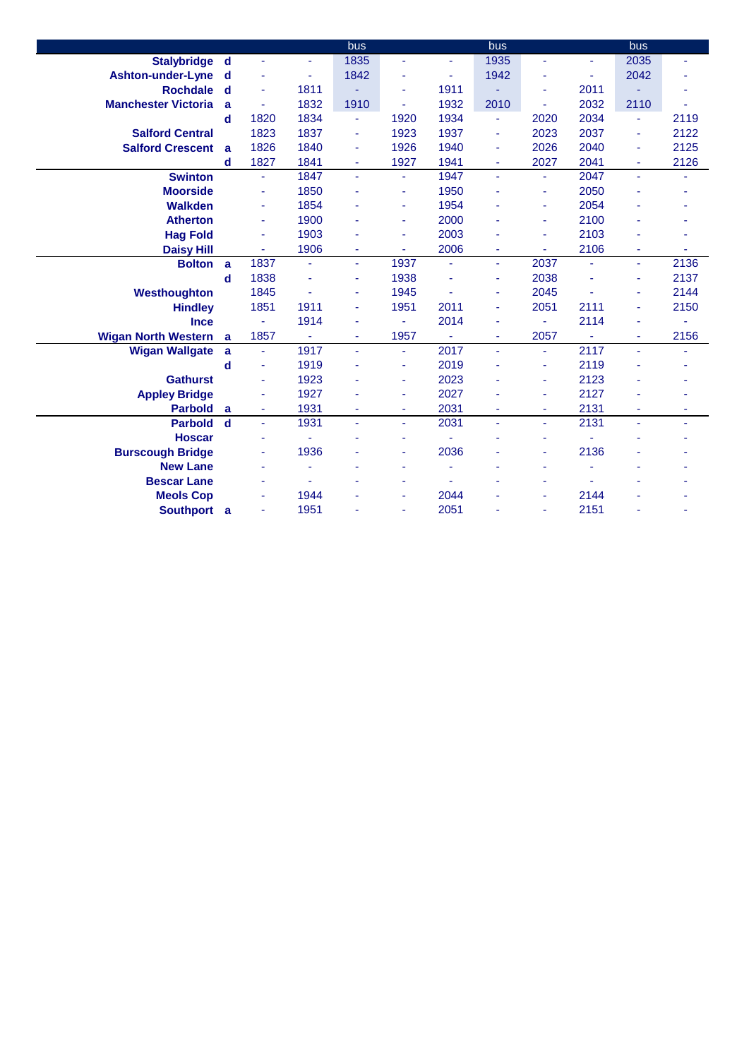| | | | | bus | | | bus | | | bus | |
|---|---|---|---|---|---|---|---|---|---|---|---|
| Stalybridge | d | - | - | 1835 | - | - | 1935 | - | - | 2035 | - |
| Ashton-under-Lyne | d | - | - | 1842 | - | - | 1942 | - | - | 2042 | - |
| Rochdale | d | - | 1811 | - | - | 1911 | - | - | 2011 | - | - |
| Manchester Victoria | a | - | 1832 | 1910 | - | 1932 | 2010 | - | 2032 | 2110 | - |
| | d | 1820 | 1834 | - | 1920 | 1934 | - | 2020 | 2034 | - | 2119 |
| Salford Central | | 1823 | 1837 | - | 1923 | 1937 | - | 2023 | 2037 | - | 2122 |
| Salford Crescent | a | 1826 | 1840 | - | 1926 | 1940 | - | 2026 | 2040 | - | 2125 |
| | d | 1827 | 1841 | - | 1927 | 1941 | - | 2027 | 2041 | - | 2126 |
| Swinton | | - | 1847 | - | - | 1947 | - | - | 2047 | - | - |
| Moorside | | - | 1850 | - | - | 1950 | - | - | 2050 | - | - |
| Walkden | | - | 1854 | - | - | 1954 | - | - | 2054 | - | - |
| Atherton | | - | 1900 | - | - | 2000 | - | - | 2100 | - | - |
| Hag Fold | | - | 1903 | - | - | 2003 | - | - | 2103 | - | - |
| Daisy Hill | | - | 1906 | - | - | 2006 | - | - | 2106 | - | - |
| Bolton | a | 1837 | - | - | 1937 | - | - | 2037 | - | - | 2136 |
| | d | 1838 | - | - | 1938 | - | - | 2038 | - | - | 2137 |
| Westhoughton | | 1845 | - | - | 1945 | - | - | 2045 | - | - | 2144 |
| Hindley | | 1851 | 1911 | - | 1951 | 2011 | - | 2051 | 2111 | - | 2150 |
| Ince | | - | 1914 | - | - | 2014 | - | - | 2114 | - | - |
| Wigan North Western | a | 1857 | - | - | 1957 | - | - | 2057 | - | - | 2156 |
| Wigan Wallgate | a | - | 1917 | - | - | 2017 | - | - | 2117 | - | - |
| | d | - | 1919 | - | - | 2019 | - | - | 2119 | - | - |
| Gathurst | | - | 1923 | - | - | 2023 | - | - | 2123 | - | - |
| Appley Bridge | | - | 1927 | - | - | 2027 | - | - | 2127 | - | - |
| Parbold | a | - | 1931 | - | - | 2031 | - | - | 2131 | - | - |
| Parbold | d | - | 1931 | - | - | 2031 | - | - | 2131 | - | - |
| Hoscar | | - | - | - | - | - | - | - | - | - | - |
| Burscough Bridge | | - | 1936 | - | - | 2036 | - | - | 2136 | - | - |
| New Lane | | - | - | - | - | - | - | - | - | - | - |
| Bescar Lane | | - | - | - | - | - | - | - | - | - | - |
| Meols Cop | | - | 1944 | - | - | 2044 | - | - | 2144 | - | - |
| Southport | a | - | 1951 | - | - | 2051 | - | - | 2151 | - | - |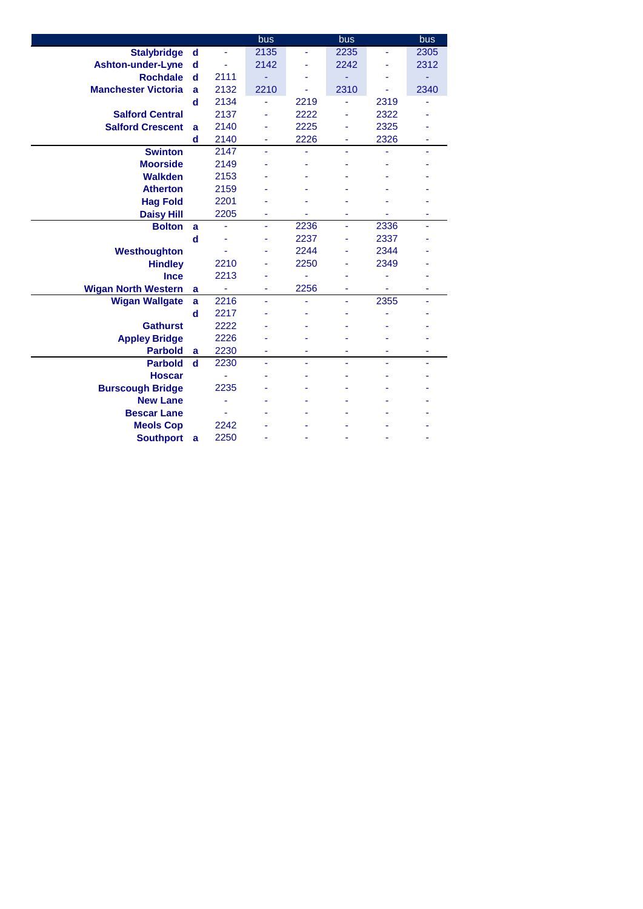| | | | bus | | bus | | bus |
|---|---|---|---|---|---|---|---|
| **Stalybridge** | **d** | - | 2135 | - | 2235 | - | 2305 |
| **Ashton-under-Lyne** | **d** | - | 2142 | - | 2242 | - | 2312 |
| **Rochdale** | **d** | 2111 | - | - | - | - | - |
| **Manchester Victoria** | **a** | 2132 | 2210 | - | 2310 | - | 2340 |
| | **d** | 2134 | - | 2219 | - | 2319 | - |
| **Salford Central** | | 2137 | - | 2222 | - | 2322 | - |
| **Salford Crescent** | **a** | 2140 | - | 2225 | - | 2325 | - |
| | **d** | 2140 | - | 2226 | - | 2326 | - |
| **Swinton** | | 2147 | - | - | - | - | - |
| **Moorside** | | 2149 | - | - | - | - | - |
| **Walkden** | | 2153 | - | - | - | - | - |
| **Atherton** | | 2159 | - | - | - | - | - |
| **Hag Fold** | | 2201 | - | - | - | - | - |
| **Daisy Hill** | | 2205 | - | - | - | - | - |
| **Bolton** | **a** | - | - | 2236 | - | 2336 | - |
| | **d** | - | - | 2237 | - | 2337 | - |
| **Westhoughton** | | - | - | 2244 | - | 2344 | - |
| **Hindley** | | 2210 | - | 2250 | - | 2349 | - |
| **Ince** | | 2213 | - | - | - | - | - |
| **Wigan North Western** | **a** | - | - | 2256 | - | - | - |
| **Wigan Wallgate** | **a** | 2216 | - | - | - | 2355 | - |
| | **d** | 2217 | - | - | - | - | - |
| **Gathurst** | | 2222 | - | - | - | - | - |
| **Appley Bridge** | | 2226 | - | - | - | - | - |
| **Parbold** | **a** | 2230 | - | - | - | - | - |
| **Parbold** | **d** | 2230 | - | - | - | - | - |
| **Hoscar** | | - | - | - | - | - | - |
| **Burscough Bridge** | | 2235 | - | - | - | - | - |
| **New Lane** | | - | - | - | - | - | - |
| **Bescar Lane** | | - | - | - | - | - | - |
| **Meols Cop** | | 2242 | - | - | - | - | - |
| **Southport** | **a** | 2250 | - | - | - | - | - |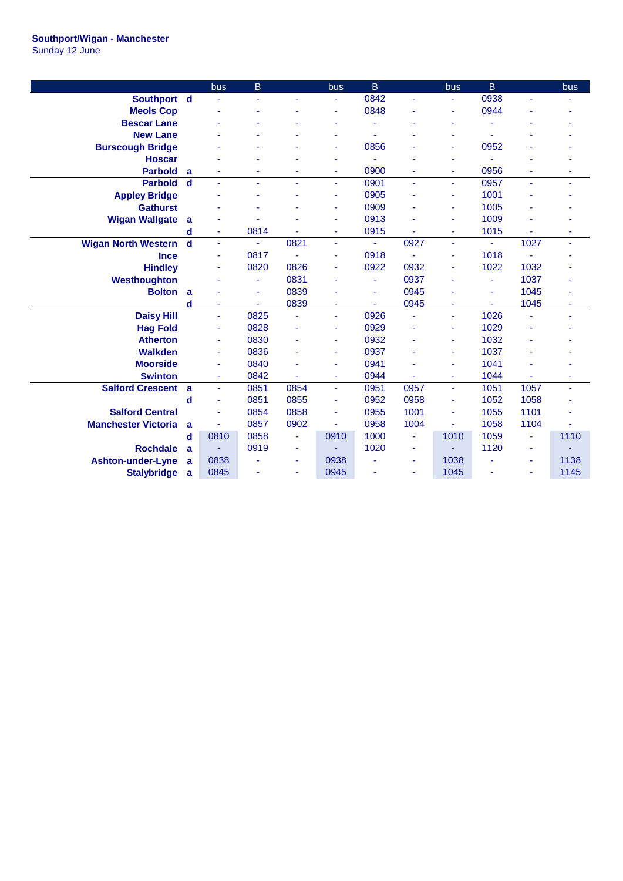**Southport/Wigan - Manchester**
Sunday 12 June

| | | bus | B | | bus | B | | bus | B | | bus |
|---|---|---|---|---|---|---|---|---|---|---|---|
| **Southport** | **d** | - | - | - | - | 0842 | - | - | 0938 | - | - |
| **Meols Cop** | | - | - | - | - | 0848 | - | - | 0944 | - | - |
| **Bescar Lane** | | - | - | - | - | - | - | - | - | - | - |
| **New Lane** | | - | - | - | - | - | - | - | - | - | - |
| **Burscough Bridge** | | - | - | - | - | 0856 | - | - | 0952 | - | - |
| **Hoscar** | | - | - | - | - | - | - | - | - | - | - |
| **Parbold** | **a** | - | - | - | - | 0900 | - | - | 0956 | - | - |
| **Parbold** | **d** | - | - | - | - | 0901 | - | - | 0957 | - | - |
| **Appley Bridge** | | - | - | - | - | 0905 | - | - | 1001 | - | - |
| **Gathurst** | | - | - | - | - | 0909 | - | - | 1005 | - | - |
| **Wigan Wallgate** | **a** | - | - | - | - | 0913 | - | - | 1009 | - | - |
| | **d** | - | 0814 | - | - | 0915 | - | - | 1015 | - | - |
| **Wigan North Western** | **d** | - | - | 0821 | - | - | 0927 | - | - | 1027 | - |
| **Ince** | | - | 0817 | - | - | 0918 | - | - | 1018 | - | - |
| **Hindley** | | - | 0820 | 0826 | - | 0922 | 0932 | - | 1022 | 1032 | - |
| **Westhoughton** | | - | - | 0831 | - | - | 0937 | - | - | 1037 | - |
| **Bolton** | **a** | - | - | 0839 | - | - | 0945 | - | - | 1045 | - |
| | **d** | - | - | 0839 | - | - | 0945 | - | - | 1045 | - |
| **Daisy Hill** | | - | 0825 | - | - | 0926 | - | - | 1026 | - | - |
| **Hag Fold** | | - | 0828 | - | - | 0929 | - | - | 1029 | - | - |
| **Atherton** | | - | 0830 | - | - | 0932 | - | - | 1032 | - | - |
| **Walkden** | | - | 0836 | - | - | 0937 | - | - | 1037 | - | - |
| **Moorside** | | - | 0840 | - | - | 0941 | - | - | 1041 | - | - |
| **Swinton** | | - | 0842 | - | - | 0944 | - | - | 1044 | - | - |
| **Salford Crescent** | **a** | - | 0851 | 0854 | - | 0951 | 0957 | - | 1051 | 1057 | - |
| | **d** | - | 0851 | 0855 | - | 0952 | 0958 | - | 1052 | 1058 | - |
| **Salford Central** | | - | 0854 | 0858 | - | 0955 | 1001 | - | 1055 | 1101 | - |
| **Manchester Victoria** | **a** | - | 0857 | 0902 | - | 0958 | 1004 | - | 1058 | 1104 | - |
| | **d** | 0810 | 0858 | - | 0910 | 1000 | - | 1010 | 1059 | - | 1110 |
| **Rochdale** | **a** | - | 0919 | - | - | 1020 | - | - | 1120 | - | - |
| **Ashton-under-Lyne** | **a** | 0838 | - | - | 0938 | - | - | 1038 | - | - | 1138 |
| **Stalybridge** | **a** | 0845 | - | - | 0945 | - | - | 1045 | - | - | 1145 |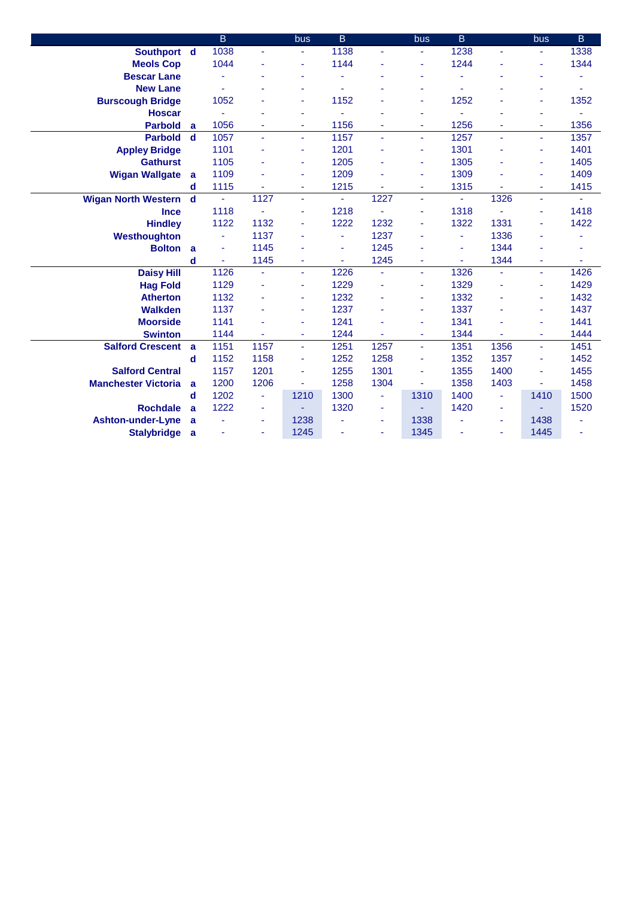| | | B | | bus | B | | bus | B | | bus | B |
|---|---|---|---|---|---|---|---|---|---|---|---|
| Southport | d | 1038 | - | - | 1138 | - | - | 1238 | - | - | 1338 |
| Meols Cop | | 1044 | - | - | 1144 | - | - | 1244 | - | - | 1344 |
| Bescar Lane | | - | - | - | - | - | - | - | - | - | - |
| New Lane | | - | - | - | - | - | - | - | - | - | - |
| Burscough Bridge | | 1052 | - | - | 1152 | - | - | 1252 | - | - | 1352 |
| Hoscar | | - | - | - | - | - | - | - | - | - | - |
| Parbold | a | 1056 | - | - | 1156 | - | - | 1256 | - | - | 1356 |
| Parbold | d | 1057 | - | - | 1157 | - | - | 1257 | - | - | 1357 |
| Appley Bridge | | 1101 | - | - | 1201 | - | - | 1301 | - | - | 1401 |
| Gathurst | | 1105 | - | - | 1205 | - | - | 1305 | - | - | 1405 |
| Wigan Wallgate | a | 1109 | - | - | 1209 | - | - | 1309 | - | - | 1409 |
| | d | 1115 | - | - | 1215 | - | - | 1315 | - | - | 1415 |
| Wigan North Western | d | - | 1127 | - | - | 1227 | - | - | 1326 | - | - |
| Ince | | 1118 | - | - | 1218 | - | - | 1318 | - | - | 1418 |
| Hindley | | 1122 | 1132 | - | 1222 | 1232 | - | 1322 | 1331 | - | 1422 |
| Westhoughton | | - | 1137 | - | - | 1237 | - | - | 1336 | - | - |
| Bolton | a | - | 1145 | - | - | 1245 | - | - | 1344 | - | - |
| | d | - | 1145 | - | - | 1245 | - | - | 1344 | - | - |
| Daisy Hill | | 1126 | - | - | 1226 | - | - | 1326 | - | - | 1426 |
| Hag Fold | | 1129 | - | - | 1229 | - | - | 1329 | - | - | 1429 |
| Atherton | | 1132 | - | - | 1232 | - | - | 1332 | - | - | 1432 |
| Walkden | | 1137 | - | - | 1237 | - | - | 1337 | - | - | 1437 |
| Moorside | | 1141 | - | - | 1241 | - | - | 1341 | - | - | 1441 |
| Swinton | | 1144 | - | - | 1244 | - | - | 1344 | - | - | 1444 |
| Salford Crescent | a | 1151 | 1157 | - | 1251 | 1257 | - | 1351 | 1356 | - | 1451 |
| | d | 1152 | 1158 | - | 1252 | 1258 | - | 1352 | 1357 | - | 1452 |
| Salford Central | | 1157 | 1201 | - | 1255 | 1301 | - | 1355 | 1400 | - | 1455 |
| Manchester Victoria | a | 1200 | 1206 | - | 1258 | 1304 | - | 1358 | 1403 | - | 1458 |
| | d | 1202 | - | 1210 | 1300 | - | 1310 | 1400 | - | 1410 | 1500 |
| Rochdale | a | 1222 | - | - | 1320 | - | - | 1420 | - | - | 1520 |
| Ashton-under-Lyne | a | - | - | 1238 | - | - | 1338 | - | - | 1438 | - |
| Stalybridge | a | - | - | 1245 | - | - | 1345 | - | - | 1445 | - |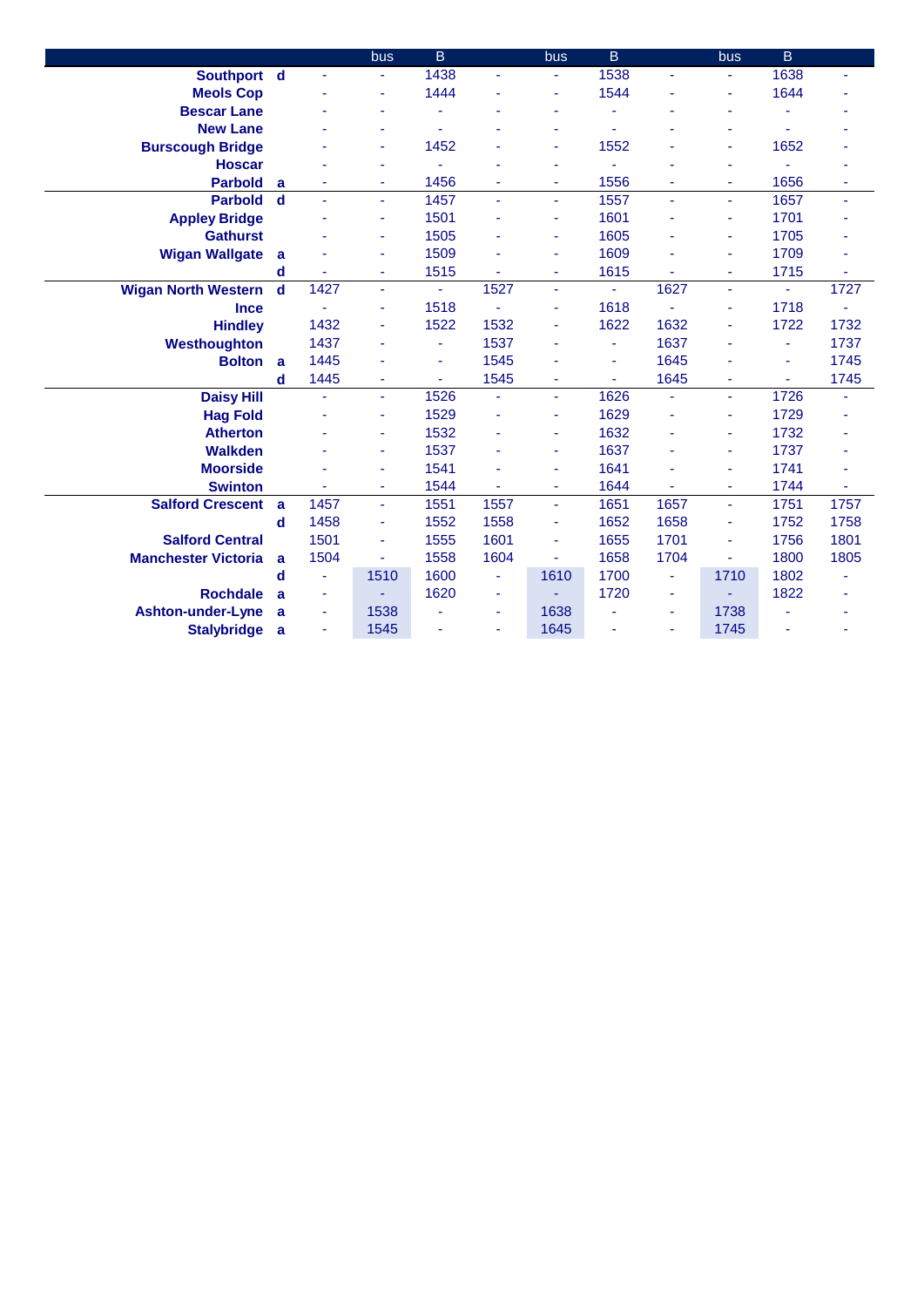| | | | bus | B | | bus | B | | bus | B | |
|---|---|---|---|---|---|---|---|---|---|---|---|
| Southport | d | - | - | 1438 | - | - | 1538 | - | - | 1638 | - |
| Meols Cop | | - | - | 1444 | - | - | 1544 | - | - | 1644 | - |
| Bescar Lane | | - | - | - | - | - | - | - | - | - | - |
| New Lane | | - | - | - | - | - | - | - | - | - | - |
| Burscough Bridge | | - | - | 1452 | - | - | 1552 | - | - | 1652 | - |
| Hoscar | | - | - | - | - | - | - | - | - | - | - |
| Parbold | a | - | - | 1456 | - | - | 1556 | - | - | 1656 | - |
| Parbold | d | - | - | 1457 | - | - | 1557 | - | - | 1657 | - |
| Appley Bridge | | - | - | 1501 | - | - | 1601 | - | - | 1701 | - |
| Gathurst | | - | - | 1505 | - | - | 1605 | - | - | 1705 | - |
| Wigan Wallgate | a | - | - | 1509 | - | - | 1609 | - | - | 1709 | - |
| | d | - | - | 1515 | - | - | 1615 | - | - | 1715 | - |
| Wigan North Western | d | 1427 | - | - | 1527 | - | - | 1627 | - | - | 1727 |
| Ince | | - | - | 1518 | - | - | 1618 | - | - | 1718 | - |
| Hindley | | 1432 | - | 1522 | 1532 | - | 1622 | 1632 | - | 1722 | 1732 |
| Westhoughton | | 1437 | - | - | 1537 | - | - | 1637 | - | - | 1737 |
| Bolton | a | 1445 | - | - | 1545 | - | - | 1645 | - | - | 1745 |
| | d | 1445 | - | - | 1545 | - | - | 1645 | - | - | 1745 |
| Daisy Hill | | - | - | 1526 | - | - | 1626 | - | - | 1726 | - |
| Hag Fold | | - | - | 1529 | - | - | 1629 | - | - | 1729 | - |
| Atherton | | - | - | 1532 | - | - | 1632 | - | - | 1732 | - |
| Walkden | | - | - | 1537 | - | - | 1637 | - | - | 1737 | - |
| Moorside | | - | - | 1541 | - | - | 1641 | - | - | 1741 | - |
| Swinton | | - | - | 1544 | - | - | 1644 | - | - | 1744 | - |
| Salford Crescent | a | 1457 | - | 1551 | 1557 | - | 1651 | 1657 | - | 1751 | 1757 |
| | d | 1458 | - | 1552 | 1558 | - | 1652 | 1658 | - | 1752 | 1758 |
| Salford Central | | 1501 | - | 1555 | 1601 | - | 1655 | 1701 | - | 1756 | 1801 |
| Manchester Victoria | a | 1504 | - | 1558 | 1604 | - | 1658 | 1704 | - | 1800 | 1805 |
| | d | - | 1510 | 1600 | - | 1610 | 1700 | - | 1710 | 1802 | - |
| Rochdale | a | - | - | 1620 | - | - | 1720 | - | - | 1822 | - |
| Ashton-under-Lyne | a | - | 1538 | - | - | 1638 | - | - | 1738 | - | - |
| Stalybridge | a | - | 1545 | - | - | 1645 | - | - | 1745 | - | - |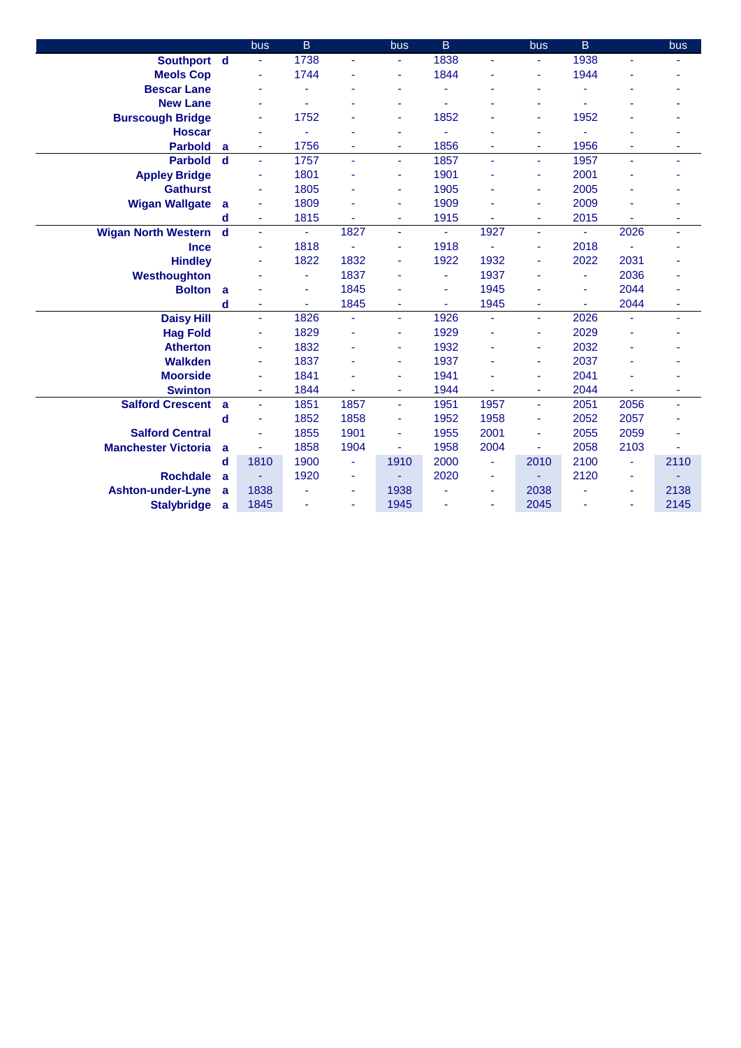| | | bus | B | | bus | B | | bus | B | | bus |
|---|---|---|---|---|---|---|---|---|---|---|---|
| **Southport** | **d** | - | 1738 | - | - | 1838 | - | - | 1938 | - | - |
| **Meols Cop** | | - | 1744 | - | - | 1844 | - | - | 1944 | - | - |
| **Bescar Lane** | | - | - | - | - | - | - | - | - | - | - |
| **New Lane** | | - | - | - | - | - | - | - | - | - | - |
| **Burscough Bridge** | | - | 1752 | - | - | 1852 | - | - | 1952 | - | - |
| **Hoscar** | | - | - | - | - | - | - | - | - | - | - |
| **Parbold** | **a** | - | 1756 | - | - | 1856 | - | - | 1956 | - | - |
| **Parbold** | **d** | - | 1757 | - | - | 1857 | - | - | 1957 | - | - |
| **Appley Bridge** | | - | 1801 | - | - | 1901 | - | - | 2001 | - | - |
| **Gathurst** | | - | 1805 | - | - | 1905 | - | - | 2005 | - | - |
| **Wigan Wallgate** | **a** | - | 1809 | - | - | 1909 | - | - | 2009 | - | - |
| | **d** | - | 1815 | - | - | 1915 | - | - | 2015 | - | - |
| **Wigan North Western** | **d** | - | - | 1827 | - | - | 1927 | - | - | 2026 | - |
| **Ince** | | - | 1818 | - | - | 1918 | - | - | 2018 | - | - |
| **Hindley** | | - | 1822 | 1832 | - | 1922 | 1932 | - | 2022 | 2031 | - |
| **Westhoughton** | | - | - | 1837 | - | - | 1937 | - | - | 2036 | - |
| **Bolton** | **a** | - | - | 1845 | - | - | 1945 | - | - | 2044 | - |
| | **d** | - | - | 1845 | - | - | 1945 | - | - | 2044 | - |
| **Daisy Hill** | | - | 1826 | - | - | 1926 | - | - | 2026 | - | - |
| **Hag Fold** | | - | 1829 | - | - | 1929 | - | - | 2029 | - | - |
| **Atherton** | | - | 1832 | - | - | 1932 | - | - | 2032 | - | - |
| **Walkden** | | - | 1837 | - | - | 1937 | - | - | 2037 | - | - |
| **Moorside** | | - | 1841 | - | - | 1941 | - | - | 2041 | - | - |
| **Swinton** | | - | 1844 | - | - | 1944 | - | - | 2044 | - | - |
| **Salford Crescent** | **a** | - | 1851 | 1857 | - | 1951 | 1957 | - | 2051 | 2056 | - |
| | **d** | - | 1852 | 1858 | - | 1952 | 1958 | - | 2052 | 2057 | - |
| **Salford Central** | | - | 1855 | 1901 | - | 1955 | 2001 | - | 2055 | 2059 | - |
| **Manchester Victoria** | **a** | - | 1858 | 1904 | - | 1958 | 2004 | - | 2058 | 2103 | - |
| | **d** | 1810 | 1900 | - | 1910 | 2000 | - | 2010 | 2100 | - | 2110 |
| **Rochdale** | **a** | - | 1920 | - | - | 2020 | - | - | 2120 | - | - |
| **Ashton-under-Lyne** | **a** | 1838 | - | - | 1938 | - | - | 2038 | - | - | 2138 |
| **Stalybridge** | **a** | 1845 | - | - | 1945 | - | - | 2045 | - | - | 2145 |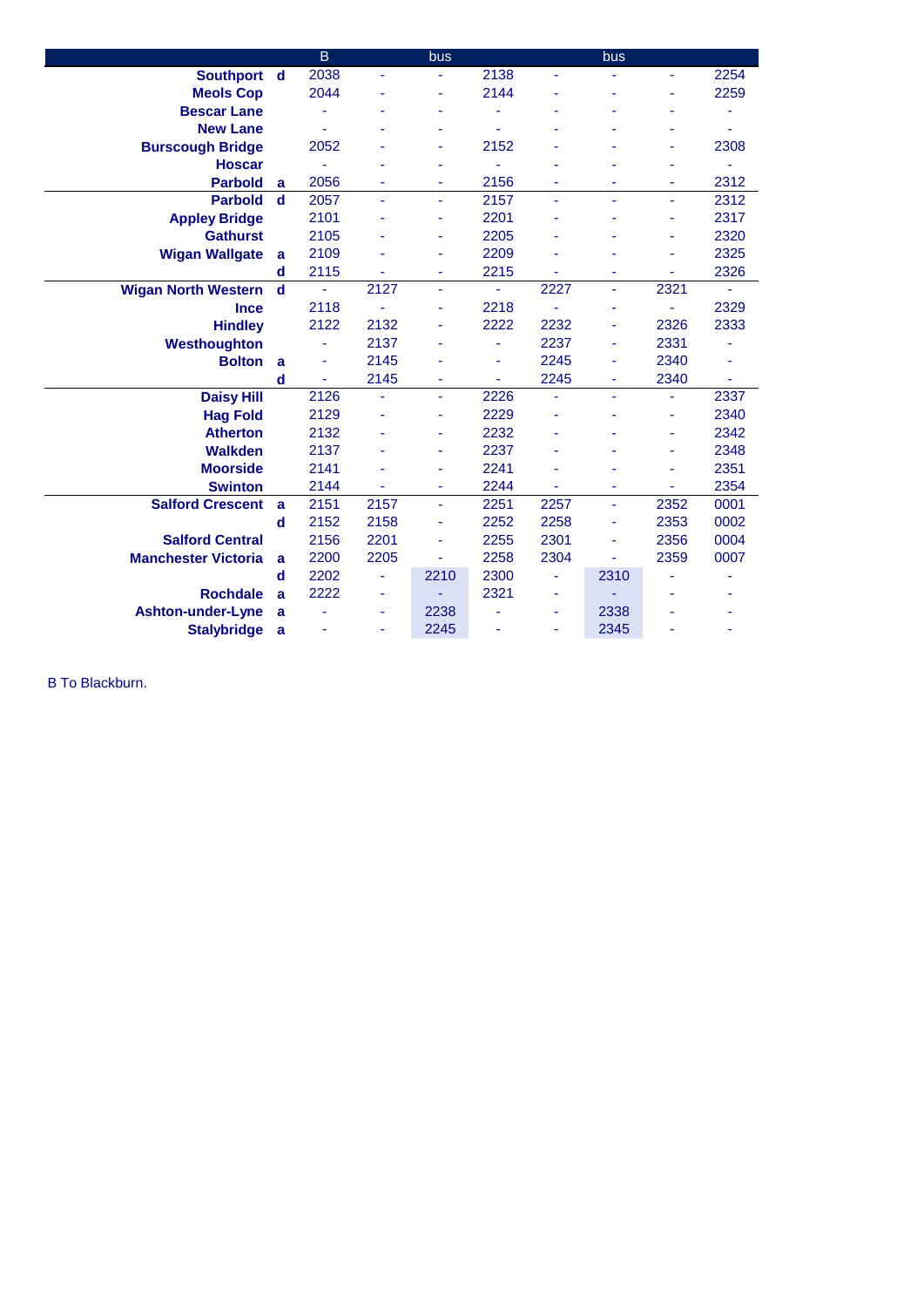| | | B | | bus | | | bus | | |
|---|---|---|---|---|---|---|---|---|---|
| **Southport** | **d** | 2038 | - | - | 2138 | - | - | - | 2254 |
| **Meols Cop** | | 2044 | - | - | 2144 | - | - | - | 2259 |
| **Bescar Lane** | | - | - | - | - | - | - | - | - |
| **New Lane** | | - | - | - | - | - | - | - | - |
| **Burscough Bridge** | | 2052 | - | - | 2152 | - | - | - | 2308 |
| **Hoscar** | | - | - | - | - | - | - | - | - |
| **Parbold** | **a** | 2056 | - | - | 2156 | - | - | - | 2312 |
| **Parbold** | **d** | 2057 | - | - | 2157 | - | - | - | 2312 |
| **Appley Bridge** | | 2101 | - | - | 2201 | - | - | - | 2317 |
| **Gathurst** | | 2105 | - | - | 2205 | - | - | - | 2320 |
| **Wigan Wallgate** | **a** | 2109 | - | - | 2209 | - | - | - | 2325 |
| | **d** | 2115 | - | - | 2215 | - | - | - | 2326 |
| **Wigan North Western** | **d** | - | 2127 | - | - | 2227 | - | 2321 | - |
| **Ince** | | 2118 | - | - | 2218 | - | - | - | 2329 |
| **Hindley** | | 2122 | 2132 | - | 2222 | 2232 | - | 2326 | 2333 |
| **Westhoughton** | | - | 2137 | - | - | 2237 | - | 2331 | - |
| **Bolton** | **a** | - | 2145 | - | - | 2245 | - | 2340 | - |
| | **d** | - | 2145 | - | - | 2245 | - | 2340 | - |
| **Daisy Hill** | | 2126 | - | - | 2226 | - | - | - | 2337 |
| **Hag Fold** | | 2129 | - | - | 2229 | - | - | - | 2340 |
| **Atherton** | | 2132 | - | - | 2232 | - | - | - | 2342 |
| **Walkden** | | 2137 | - | - | 2237 | - | - | - | 2348 |
| **Moorside** | | 2141 | - | - | 2241 | - | - | - | 2351 |
| **Swinton** | | 2144 | - | - | 2244 | - | - | - | 2354 |
| **Salford Crescent** | **a** | 2151 | 2157 | - | 2251 | 2257 | - | 2352 | 0001 |
| | **d** | 2152 | 2158 | - | 2252 | 2258 | - | 2353 | 0002 |
| **Salford Central** | | 2156 | 2201 | - | 2255 | 2301 | - | 2356 | 0004 |
| **Manchester Victoria** | **a** | 2200 | 2205 | - | 2258 | 2304 | - | 2359 | 0007 |
| | **d** | 2202 | - | 2210 | 2300 | - | 2310 | - | - |
| **Rochdale** | **a** | 2222 | - | - | 2321 | - | - | - | - |
| **Ashton-under-Lyne** | **a** | - | - | 2238 | - | - | 2338 | - | - |
| **Stalybridge** | **a** | - | - | 2245 | - | - | 2345 | - | - |

B To Blackburn.